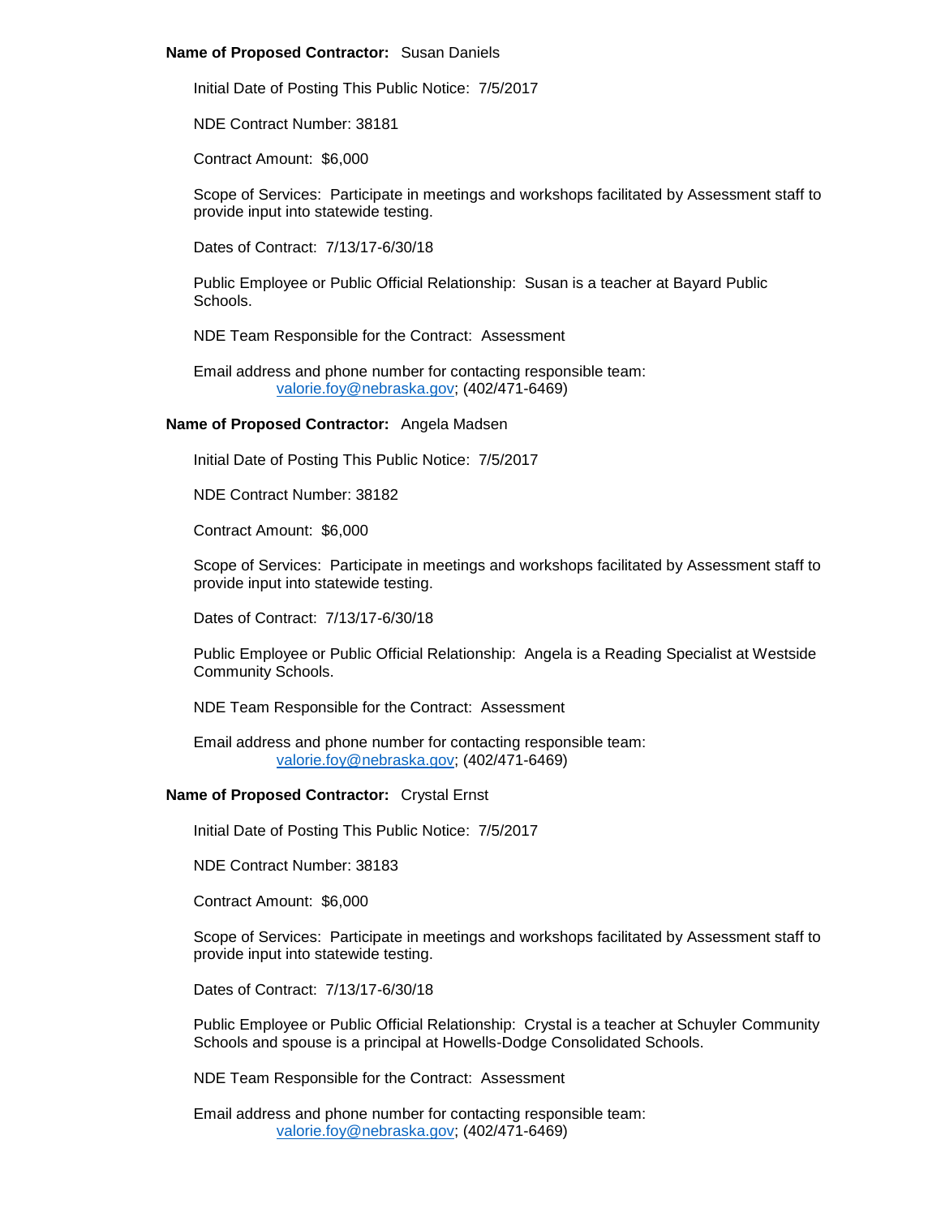**Name of Proposed Contractor:** Susan Daniels

Initial Date of Posting This Public Notice: 7/5/2017

NDE Contract Number: 38181

Contract Amount: $6,000

Scope of Services: Participate in meetings and workshops facilitated by Assessment staff to provide input into statewide testing.

Dates of Contract: 7/13/17-6/30/18

Public Employee or Public Official Relationship: Susan is a teacher at Bayard Public Schools.

NDE Team Responsible for the Contract: Assessment

Email address and phone number for contacting responsible team:
valorie.foy@nebraska.gov; (402/471-6469)

**Name of Proposed Contractor:** Angela Madsen

Initial Date of Posting This Public Notice: 7/5/2017

NDE Contract Number: 38182

Contract Amount: $6,000

Scope of Services: Participate in meetings and workshops facilitated by Assessment staff to provide input into statewide testing.

Dates of Contract: 7/13/17-6/30/18

Public Employee or Public Official Relationship: Angela is a Reading Specialist at Westside Community Schools.

NDE Team Responsible for the Contract: Assessment

Email address and phone number for contacting responsible team:
valorie.foy@nebraska.gov; (402/471-6469)

**Name of Proposed Contractor:** Crystal Ernst

Initial Date of Posting This Public Notice: 7/5/2017

NDE Contract Number: 38183

Contract Amount: $6,000

Scope of Services: Participate in meetings and workshops facilitated by Assessment staff to provide input into statewide testing.

Dates of Contract: 7/13/17-6/30/18

Public Employee or Public Official Relationship: Crystal is a teacher at Schuyler Community Schools and spouse is a principal at Howells-Dodge Consolidated Schools.

NDE Team Responsible for the Contract: Assessment

Email address and phone number for contacting responsible team:
valorie.foy@nebraska.gov; (402/471-6469)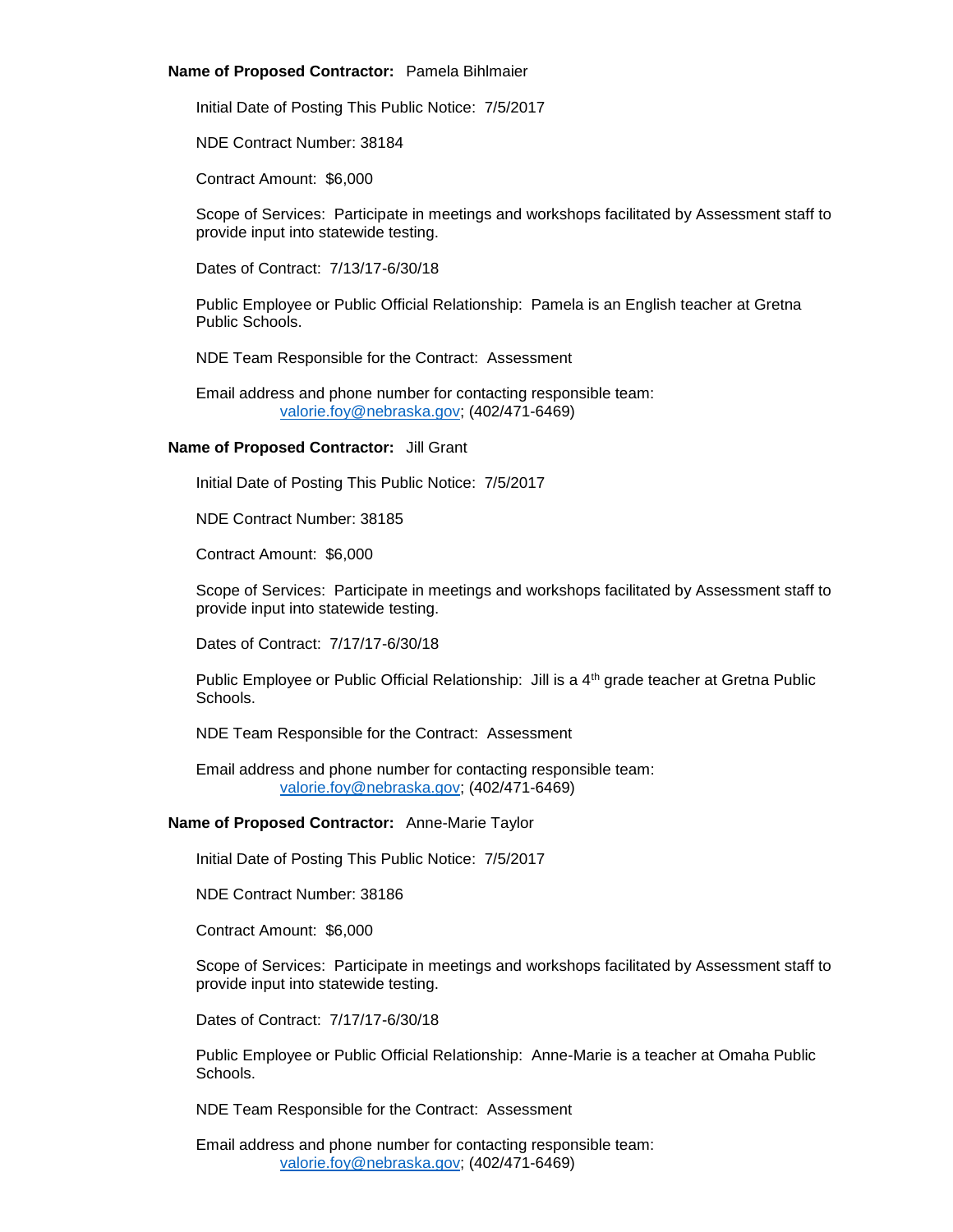**Name of Proposed Contractor:** Pamela Bihlmaier

Initial Date of Posting This Public Notice: 7/5/2017

NDE Contract Number: 38184

Contract Amount: $6,000

Scope of Services: Participate in meetings and workshops facilitated by Assessment staff to provide input into statewide testing.

Dates of Contract: 7/13/17-6/30/18

Public Employee or Public Official Relationship: Pamela is an English teacher at Gretna Public Schools.

NDE Team Responsible for the Contract: Assessment

Email address and phone number for contacting responsible team:
valorie.foy@nebraska.gov; (402/471-6469)

**Name of Proposed Contractor:** Jill Grant

Initial Date of Posting This Public Notice: 7/5/2017

NDE Contract Number: 38185

Contract Amount: $6,000

Scope of Services: Participate in meetings and workshops facilitated by Assessment staff to provide input into statewide testing.

Dates of Contract: 7/17/17-6/30/18

Public Employee or Public Official Relationship: Jill is a 4th grade teacher at Gretna Public Schools.

NDE Team Responsible for the Contract: Assessment

Email address and phone number for contacting responsible team:
valorie.foy@nebraska.gov; (402/471-6469)

**Name of Proposed Contractor:** Anne-Marie Taylor

Initial Date of Posting This Public Notice: 7/5/2017

NDE Contract Number: 38186

Contract Amount: $6,000

Scope of Services: Participate in meetings and workshops facilitated by Assessment staff to provide input into statewide testing.

Dates of Contract: 7/17/17-6/30/18

Public Employee or Public Official Relationship: Anne-Marie is a teacher at Omaha Public Schools.

NDE Team Responsible for the Contract: Assessment

Email address and phone number for contacting responsible team:
valorie.foy@nebraska.gov; (402/471-6469)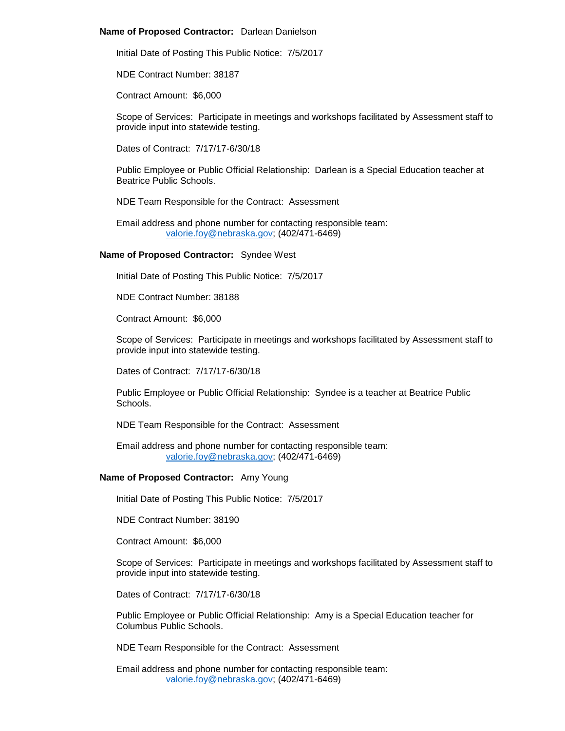**Name of Proposed Contractor:** Darlean Danielson

Initial Date of Posting This Public Notice: 7/5/2017

NDE Contract Number: 38187

Contract Amount: $6,000

Scope of Services: Participate in meetings and workshops facilitated by Assessment staff to provide input into statewide testing.

Dates of Contract: 7/17/17-6/30/18

Public Employee or Public Official Relationship: Darlean is a Special Education teacher at Beatrice Public Schools.

NDE Team Responsible for the Contract: Assessment

Email address and phone number for contacting responsible team:
valorie.foy@nebraska.gov; (402/471-6469)

**Name of Proposed Contractor:** Syndee West

Initial Date of Posting This Public Notice: 7/5/2017

NDE Contract Number: 38188

Contract Amount: $6,000

Scope of Services: Participate in meetings and workshops facilitated by Assessment staff to provide input into statewide testing.

Dates of Contract: 7/17/17-6/30/18

Public Employee or Public Official Relationship: Syndee is a teacher at Beatrice Public Schools.

NDE Team Responsible for the Contract: Assessment

Email address and phone number for contacting responsible team:
valorie.foy@nebraska.gov; (402/471-6469)

**Name of Proposed Contractor:** Amy Young

Initial Date of Posting This Public Notice: 7/5/2017

NDE Contract Number: 38190

Contract Amount: $6,000

Scope of Services: Participate in meetings and workshops facilitated by Assessment staff to provide input into statewide testing.

Dates of Contract: 7/17/17-6/30/18

Public Employee or Public Official Relationship: Amy is a Special Education teacher for Columbus Public Schools.

NDE Team Responsible for the Contract: Assessment

Email address and phone number for contacting responsible team:
valorie.foy@nebraska.gov; (402/471-6469)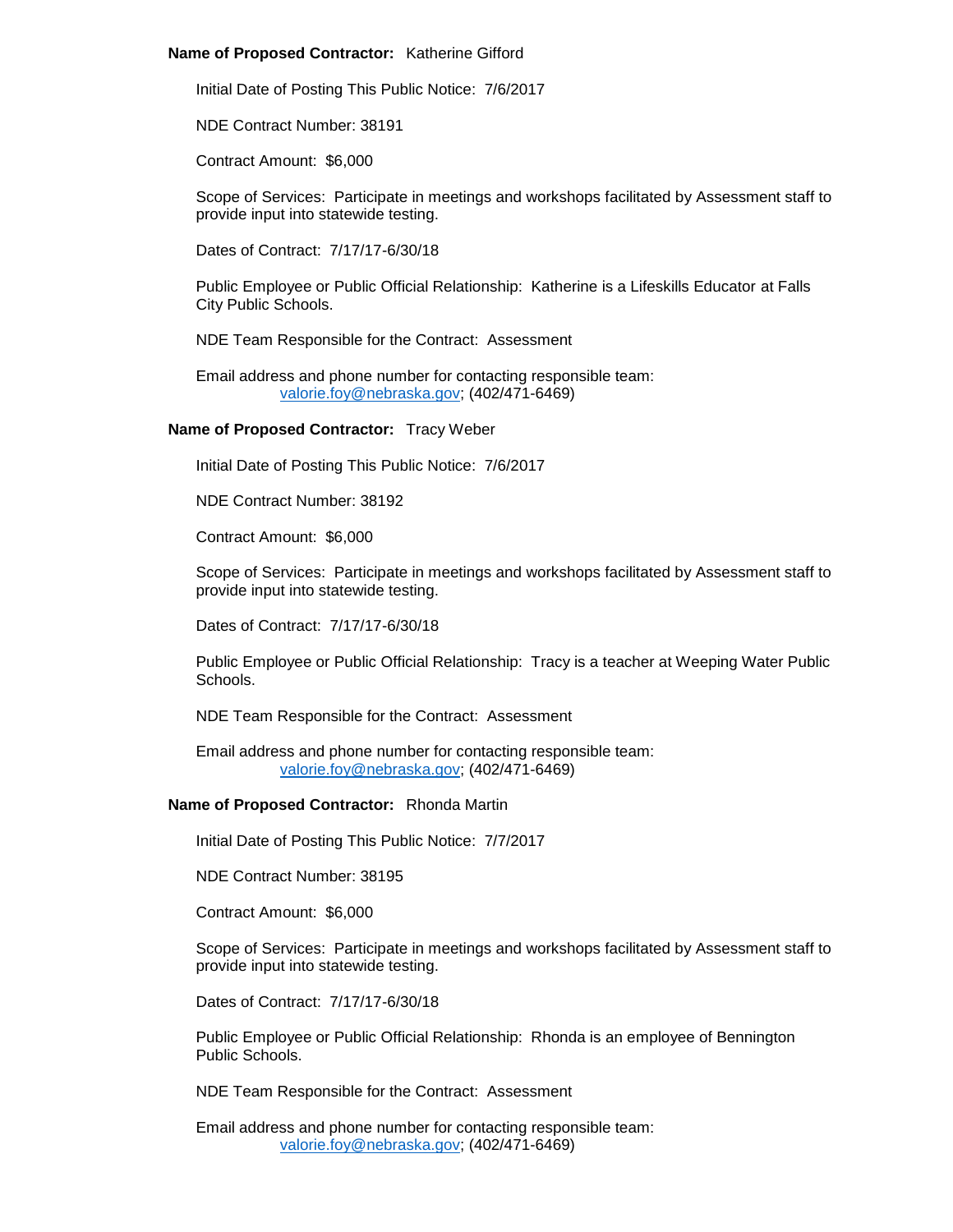**Name of Proposed Contractor:** Katherine Gifford

Initial Date of Posting This Public Notice: 7/6/2017

NDE Contract Number: 38191

Contract Amount: $6,000

Scope of Services: Participate in meetings and workshops facilitated by Assessment staff to provide input into statewide testing.

Dates of Contract: 7/17/17-6/30/18

Public Employee or Public Official Relationship: Katherine is a Lifeskills Educator at Falls City Public Schools.

NDE Team Responsible for the Contract: Assessment

Email address and phone number for contacting responsible team:
valorie.foy@nebraska.gov; (402/471-6469)

**Name of Proposed Contractor:** Tracy Weber

Initial Date of Posting This Public Notice: 7/6/2017

NDE Contract Number: 38192

Contract Amount: $6,000

Scope of Services: Participate in meetings and workshops facilitated by Assessment staff to provide input into statewide testing.

Dates of Contract: 7/17/17-6/30/18

Public Employee or Public Official Relationship: Tracy is a teacher at Weeping Water Public Schools.

NDE Team Responsible for the Contract: Assessment

Email address and phone number for contacting responsible team:
valorie.foy@nebraska.gov; (402/471-6469)

**Name of Proposed Contractor:** Rhonda Martin

Initial Date of Posting This Public Notice: 7/7/2017

NDE Contract Number: 38195

Contract Amount: $6,000

Scope of Services: Participate in meetings and workshops facilitated by Assessment staff to provide input into statewide testing.

Dates of Contract: 7/17/17-6/30/18

Public Employee or Public Official Relationship: Rhonda is an employee of Bennington Public Schools.

NDE Team Responsible for the Contract: Assessment

Email address and phone number for contacting responsible team:
valorie.foy@nebraska.gov; (402/471-6469)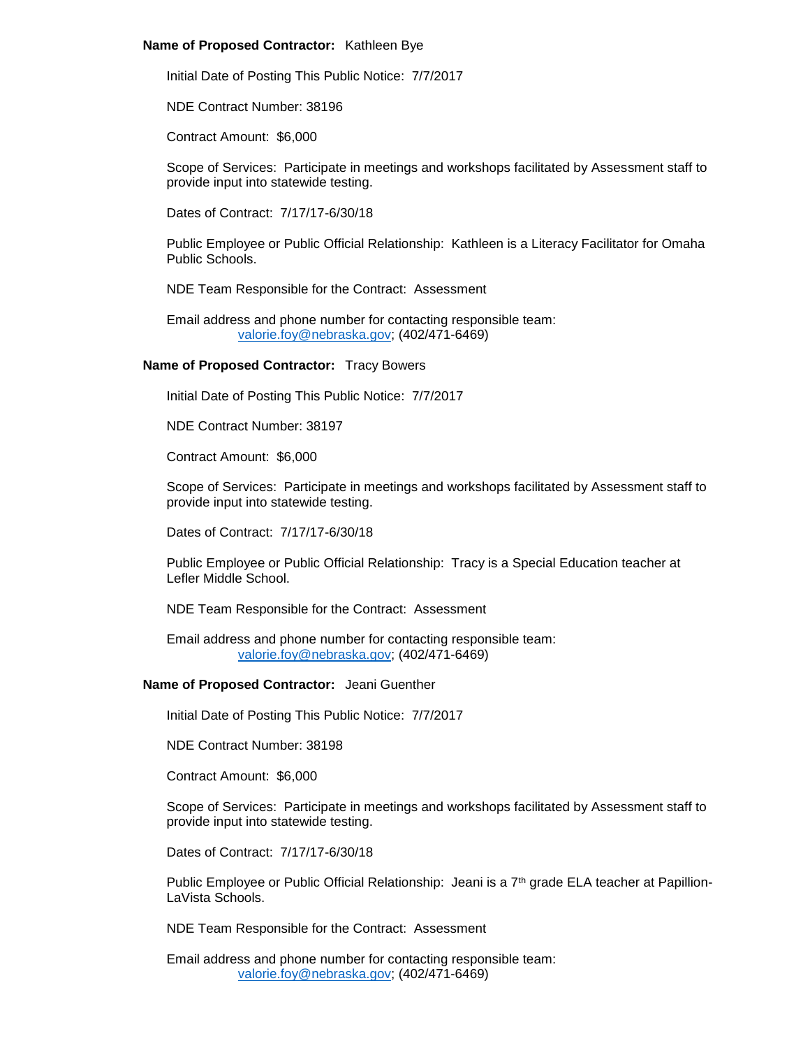**Name of Proposed Contractor:** Kathleen Bye

Initial Date of Posting This Public Notice: 7/7/2017

NDE Contract Number: 38196

Contract Amount: $6,000

Scope of Services: Participate in meetings and workshops facilitated by Assessment staff to provide input into statewide testing.

Dates of Contract: 7/17/17-6/30/18

Public Employee or Public Official Relationship: Kathleen is a Literacy Facilitator for Omaha Public Schools.

NDE Team Responsible for the Contract: Assessment

Email address and phone number for contacting responsible team:
valorie.foy@nebraska.gov; (402/471-6469)

**Name of Proposed Contractor:** Tracy Bowers

Initial Date of Posting This Public Notice: 7/7/2017

NDE Contract Number: 38197

Contract Amount: $6,000

Scope of Services: Participate in meetings and workshops facilitated by Assessment staff to provide input into statewide testing.

Dates of Contract: 7/17/17-6/30/18

Public Employee or Public Official Relationship: Tracy is a Special Education teacher at Lefler Middle School.

NDE Team Responsible for the Contract: Assessment

Email address and phone number for contacting responsible team:
valorie.foy@nebraska.gov; (402/471-6469)

**Name of Proposed Contractor:** Jeani Guenther

Initial Date of Posting This Public Notice: 7/7/2017

NDE Contract Number: 38198

Contract Amount: $6,000

Scope of Services: Participate in meetings and workshops facilitated by Assessment staff to provide input into statewide testing.

Dates of Contract: 7/17/17-6/30/18

Public Employee or Public Official Relationship: Jeani is a 7th grade ELA teacher at Papillion-LaVista Schools.

NDE Team Responsible for the Contract: Assessment

Email address and phone number for contacting responsible team:
valorie.foy@nebraska.gov; (402/471-6469)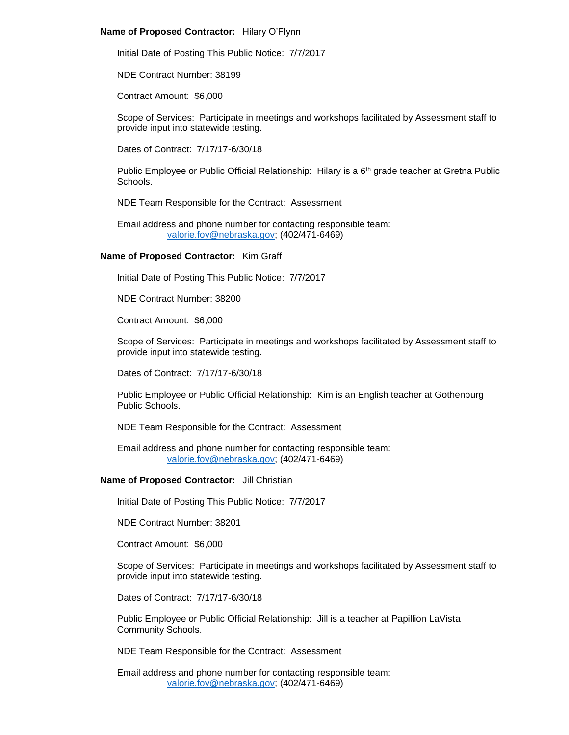**Name of Proposed Contractor:** Hilary O'Flynn

Initial Date of Posting This Public Notice: 7/7/2017

NDE Contract Number: 38199

Contract Amount: $6,000

Scope of Services: Participate in meetings and workshops facilitated by Assessment staff to provide input into statewide testing.

Dates of Contract: 7/17/17-6/30/18

Public Employee or Public Official Relationship: Hilary is a 6th grade teacher at Gretna Public Schools.

NDE Team Responsible for the Contract: Assessment

Email address and phone number for contacting responsible team:
valorie.foy@nebraska.gov; (402/471-6469)

**Name of Proposed Contractor:** Kim Graff

Initial Date of Posting This Public Notice: 7/7/2017

NDE Contract Number: 38200

Contract Amount: $6,000

Scope of Services: Participate in meetings and workshops facilitated by Assessment staff to provide input into statewide testing.

Dates of Contract: 7/17/17-6/30/18

Public Employee or Public Official Relationship: Kim is an English teacher at Gothenburg Public Schools.

NDE Team Responsible for the Contract: Assessment

Email address and phone number for contacting responsible team:
valorie.foy@nebraska.gov; (402/471-6469)

**Name of Proposed Contractor:** Jill Christian

Initial Date of Posting This Public Notice: 7/7/2017

NDE Contract Number: 38201

Contract Amount: $6,000

Scope of Services: Participate in meetings and workshops facilitated by Assessment staff to provide input into statewide testing.

Dates of Contract: 7/17/17-6/30/18

Public Employee or Public Official Relationship: Jill is a teacher at Papillion LaVista Community Schools.

NDE Team Responsible for the Contract: Assessment

Email address and phone number for contacting responsible team:
valorie.foy@nebraska.gov; (402/471-6469)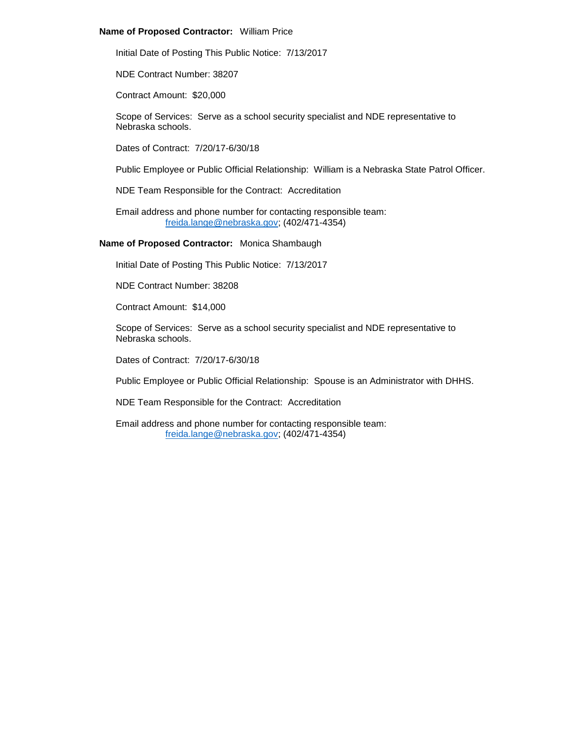**Name of Proposed Contractor:** William Price

Initial Date of Posting This Public Notice: 7/13/2017

NDE Contract Number: 38207

Contract Amount: $20,000

Scope of Services: Serve as a school security specialist and NDE representative to Nebraska schools.

Dates of Contract: 7/20/17-6/30/18

Public Employee or Public Official Relationship: William is a Nebraska State Patrol Officer.

NDE Team Responsible for the Contract: Accreditation

Email address and phone number for contacting responsible team:
freida.lange@nebraska.gov; (402/471-4354)

**Name of Proposed Contractor:** Monica Shambaugh

Initial Date of Posting This Public Notice: 7/13/2017

NDE Contract Number: 38208

Contract Amount: $14,000

Scope of Services: Serve as a school security specialist and NDE representative to Nebraska schools.

Dates of Contract: 7/20/17-6/30/18

Public Employee or Public Official Relationship: Spouse is an Administrator with DHHS.

NDE Team Responsible for the Contract: Accreditation

Email address and phone number for contacting responsible team:
freida.lange@nebraska.gov; (402/471-4354)